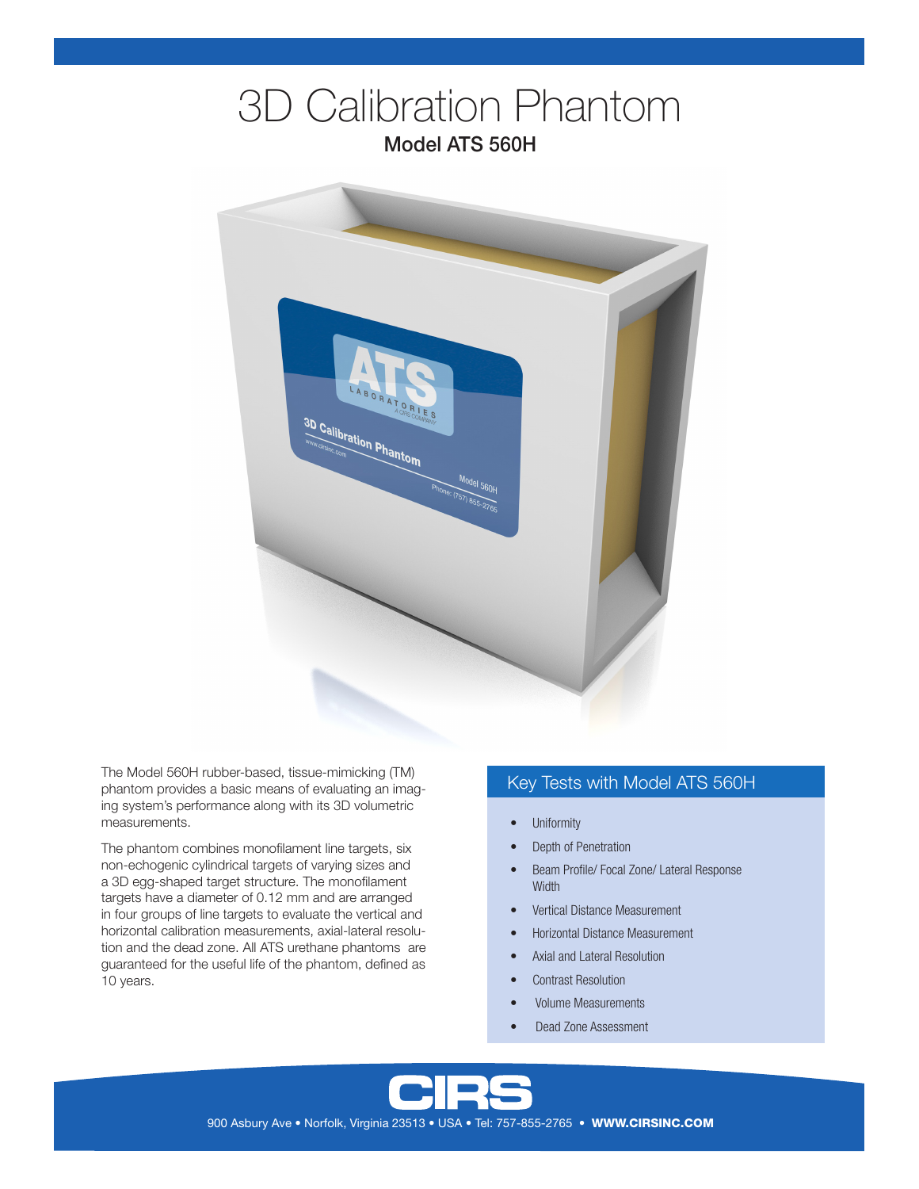# 3D Calibration Phantom

## Model ATS 560H

The Model 560H rubber-based, tissue-mimicking (TM) phantom provides a basic means of evaluating an imaging system's performance along with its 3D volumetric measurements.

The phantom combines monofilament line targets, six non-echogenic cylindrical targets of varying sizes and a 3D egg-shaped target structure. The monofilament targets have a diameter of 0.12 mm and are arranged in four groups of line targets to evaluate the vertical and horizontal calibration measurements, axial-lateral resolution and the dead zone. All ATS urethane phantoms are guaranteed for the useful life of the phantom, defined as 10 years.

### Key Tests with Model ATS 560H

- Uniformity
- Depth of Penetration
- Beam Profile/ Focal Zone/ Lateral Response Width
- Vertical Distance Measurement
- Horizontal Distance Measurement
- Axial and Lateral Resolution
- Contrast Resolution
- Volume Measurements
- Dead Zone Assessment

CIRS

900 Asbury Ave • Norfolk, Virginia 23513 • USA • Tel: 757-855-2765 • **WWW.CIRSINC.COM**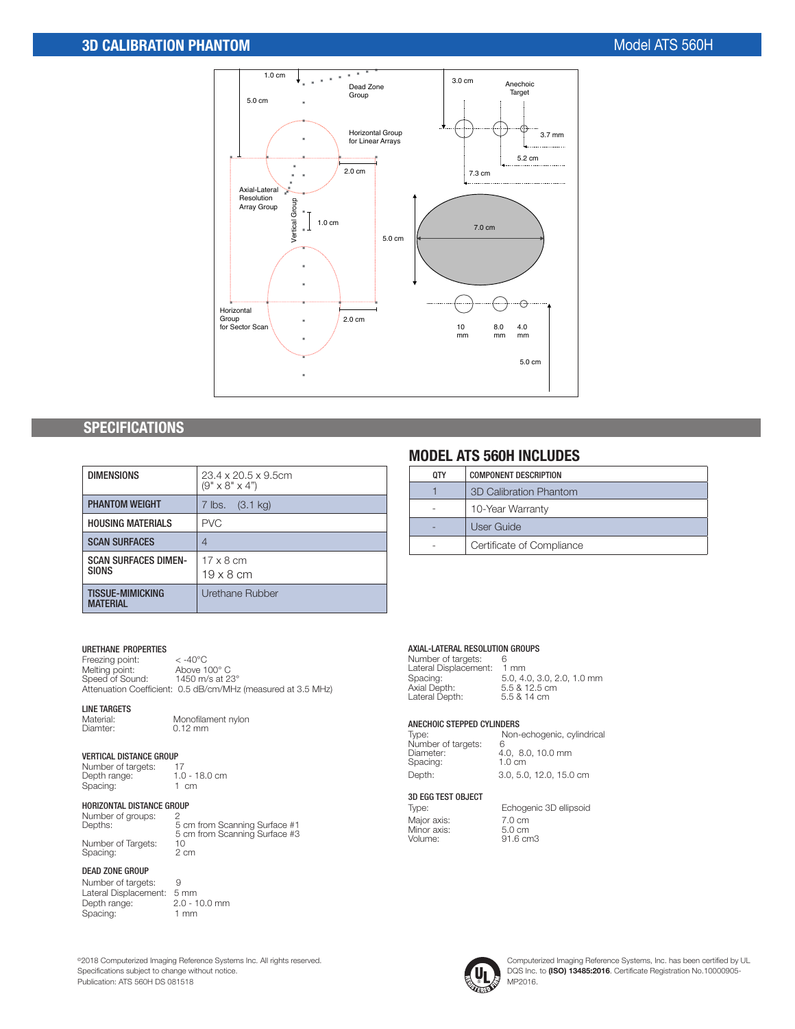## 3D CALIBRATION PHANTOM

Model ATS 560H

1.0 cm
Dead Zone Group
5.0 cm
3.0 cm
Anechoic Target
Horizontal Group for Linear Arrays
3.7 mm
5.2 cm
2.0 cm
7.3 cm
Axial-Lateral Resolution Array Group
Vertical Group
1.0 cm
7.0 cm
5.0 cm
Horizontal Group for Sector Scan
2.0 cm
10 mm
8.0 mm
4.0 mm
5.0 cm

## SPECIFICATIONS

| | |
|---|---|
| **DIMENSIONS** | 23.4 x 20.5 x 9.5cm (9" x 8" x 4") |
| **PHANTOM WEIGHT** | 7 lbs. (3.1 kg) |
| **HOUSING MATERIALS** | PVC |
| **SCAN SURFACES** | 4 |
| **SCAN SURFACES DIMENSIONS** | 17 x 8 cm<br>19 x 8 cm |
| **TISSUE-MIMICKING MATERIAL** | Urethane Rubber |

## MODEL ATS 560H INCLUDES

| QTY | COMPONENT DESCRIPTION |
|---|---|
| 1 | 3D Calibration Phantom |
| - | 10-Year Warranty |
| - | User Guide |
| - | Certificate of Compliance |

#### URETHANE PROPERTIES

Freezing point: < -40°C
Melting point: Above 100° C
Speed of Sound: 1450 m/s at 23°
Attenuation Coefficient: 0.5 dB/cm/MHz (measured at 3.5 MHz)

#### LINE TARGETS

Material: Monofilament nylon
Diamter: 0.12 mm

#### VERTICAL DISTANCE GROUP

Number of targets: 17
Depth range: 1.0 - 18.0 cm
Spacing: 1 cm

#### HORIZONTAL DISTANCE GROUP

Number of groups: 2
Depths: 5 cm from Scanning Surface #1
5 cm from Scanning Surface #3
Number of Targets: 10
Spacing: 2 cm

#### DEAD ZONE GROUP

Number of targets: 9
Lateral Displacement: 5 mm
Depth range: 2.0 - 10.0 mm
Spacing: 1 mm

#### AXIAL-LATERAL RESOLUTION GROUPS

Number of targets: 6
Lateral Displacement: 1 mm
Spacing: 5.0, 4.0, 3.0, 2.0, 1.0 mm
Axial Depth: 5.5 & 12.5 cm
Lateral Depth: 5.5 & 14 cm

#### ANECHOIC STEPPED CYLINDERS

Type: Non-echogenic, cylindrical
Number of targets: 6
Diameter: 4.0, 8.0, 10.0 mm
Spacing: 1.0 cm
Depth: 3.0, 5.0, 12.0, 15.0 cm

#### 3D EGG TEST OBJECT

Type: Echogenic 3D ellipsoid
Major axis: 7.0 cm
Minor axis: 5.0 cm
Volume: 91.6 cm3

©2018 Computerized Imaging Reference Systems Inc. All rights reserved.
Specifications subject to change without notice.
Publication: ATS 560H DS 081518

Computerized Imaging Reference Systems, Inc. has been certified by UL DQS Inc. to **(ISO) 13485:2016**. Certificate Registration No.10000905-MP2016.